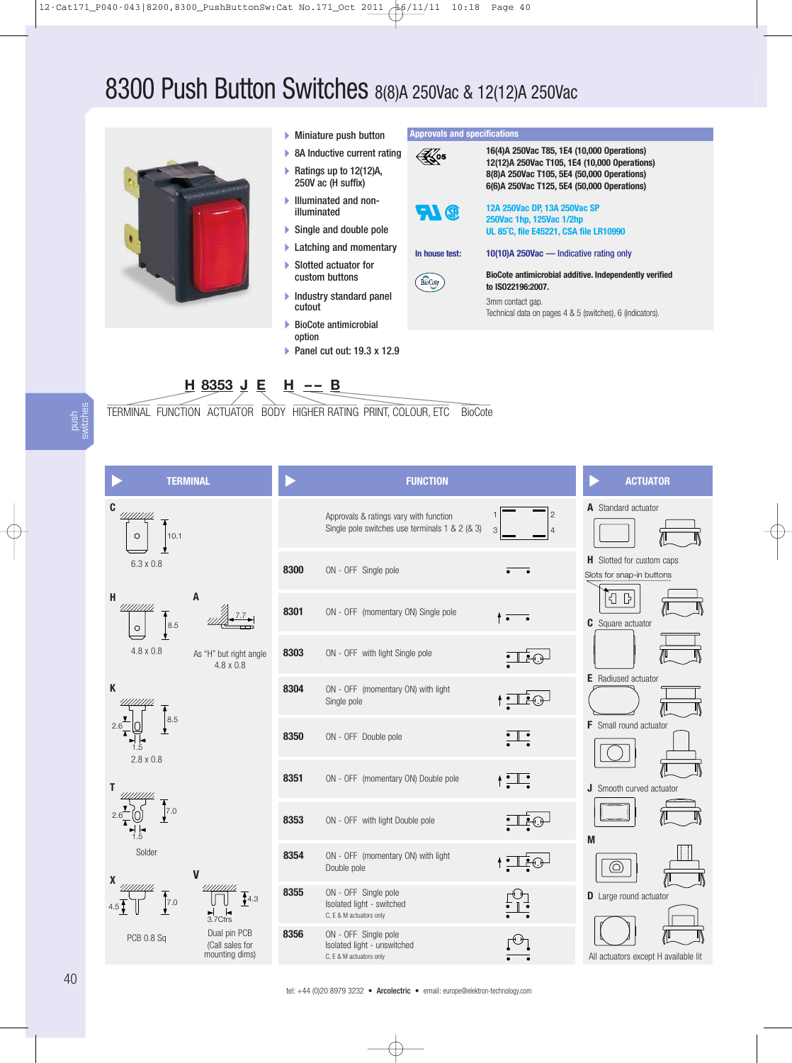# 8300 Push Button Switches 8(8)A 250Vac & 12(12)A 250Vac

- Miniature push button
- 8A Inductive current rating
- Ratings up to 12(12)A, 250V ac (H suffix)
- Illuminated and non-illuminated
- Single and double pole
- Latching and momentary
- Slotted actuator for custom buttons
- Industry standard panel cutout
- BioCote antimicrobial option
- Panel cut out: 19.3 x 12.9

## Approvals and specifications

16(4)A 250Vac T85, 1E4 (10,000 Operations)
12(12)A 250Vac T105, 1E4 (10,000 Operations)
8(8)A 250Vac T105, 5E4 (50,000 Operations)
6(6)A 250Vac T125, 5E4 (50,000 Operations)

12A 250Vac DP, 13A 250Vac SP
250Vac 1hp, 125Vac 1/2hp
UL 85°C, file E45221, CSA file LR10990

In house test: 10(10)A 250Vac — Indicative rating only

BioCote antimicrobial additive. Independently verified to ISO22196:2007.

3mm contact gap.
Technical data on pages 4 & 5 (switches), 6 (indicators).

**H 8353 J E H -- B**

TERMINAL FUNCTION ACTUATOR BODY HIGHER RATING PRINT, COLOUR, ETC BioCote

## TERMINAL

- **C** — 6.3 x 0.8 (10.1)
- **H** — 4.8 x 0.8 (8.5)
- **A** — As "H" but right angle 4.8 x 0.8 (7.7)
- **K** — 2.8 x 0.8 (8.5; 2.6; 1.5)
- **T** — Solder (7.0; 2.6; 1.5)
- **X** — PCB 0.8 Sq (7.0; 4.5)
- **V** — Dual pin PCB (Call sales for mounting dims) (4.3; 3.7Ctrs)

## FUNCTION

Approvals & ratings vary with function
Single pole switches use terminals 1 & 2 (& 3)

| Code | Function |
|---|---|
| 8300 | ON - OFF Single pole |
| 8301 | ON - OFF (momentary ON) Single pole |
| 8303 | ON - OFF with light Single pole |
| 8304 | ON - OFF (momentary ON) with light Single pole |
| 8350 | ON - OFF Double pole |
| 8351 | ON - OFF (momentary ON) Double pole |
| 8353 | ON - OFF with light Double pole |
| 8354 | ON - OFF (momentary ON) with light Double pole |
| 8355 | ON - OFF Single pole Isolated light - switched (C, E & M actuators only) |
| 8356 | ON - OFF Single pole Isolated light - unswitched (C, E & M actuators only) |

## ACTUATOR

- **A** Standard actuator
- **H** Slotted for custom caps — Slots for snap-in buttons
- **C** Square actuator
- **E** Radiused actuator
- **F** Small round actuator
- **J** Smooth curved actuator
- **M**
- **D** Large round actuator

All actuators except H available lit

tel: +44 (0)20 8979 3232 • Arcolectric • email: europe@elektron-technology.com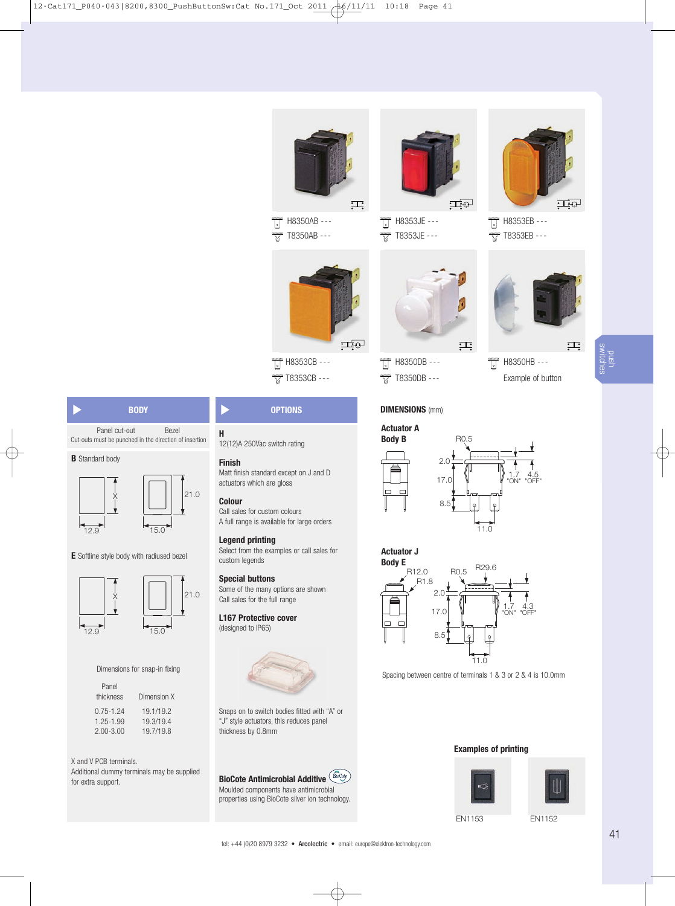H8350AB ---
T8350AB ---

H8353JE ---
T8353JE ---

H8353EB ---
T8353EB ---

H8353CB ---
T8353CB ---

H8350DB ---
T8350DB ---

H8350HB ---
Example of button

push switches

## BODY

Panel cut-out — Bezel

Cut-outs must be punched in the direction of insertion

**B** Standard body

X
12.9
21.0
15.0

**E** Softline style body with radiused bezel

X
12.9
21.0
15.0

Dimensions for snap-in fixing

| Panel thickness | Dimension X |
|---|---|
| 0.75-1.24 | 19.1/19.2 |
| 1.25-1.99 | 19.3/19.4 |
| 2.00-3.00 | 19.7/19.8 |

X and V PCB terminals.
Additional dummy terminals may be supplied for extra support.

## OPTIONS

**H**
12(12)A 250Vac switch rating

**Finish**
Matt finish standard except on J and D actuators which are gloss

**Colour**
Call sales for custom colours
A full range is available for large orders

**Legend printing**
Select from the examples or call sales for custom legends

**Special buttons**
Some of the many options are shown
Call sales for the full range

**L167 Protective cover**
(designed to IP65)

Snaps on to switch bodies fitted with "A" or "J" style actuators, this reduces panel thickness by 0.8mm

**BioCote Antimicrobial Additive**
Moulded components have antimicrobial properties using BioCote silver ion technology.

## DIMENSIONS (mm)

**Actuator A**
**Body B**

R0.5
2.0
17.0
8.5
11.0
1.7 "ON"
4.5 "OFF"

**Actuator J**
**Body E**

R12.0
R1.8
R0.5
R29.6
2.0
17.0
8.5
11.0
1.7 "ON"
4.3 "OFF"

Spacing between centre of terminals 1 & 3 or 2 & 4 is 10.0mm

**Examples of printing**

EN1153
EN1152

tel: +44 (0)20 8979 3232 • **Arcolectric** • email: europe@elektron-technology.com